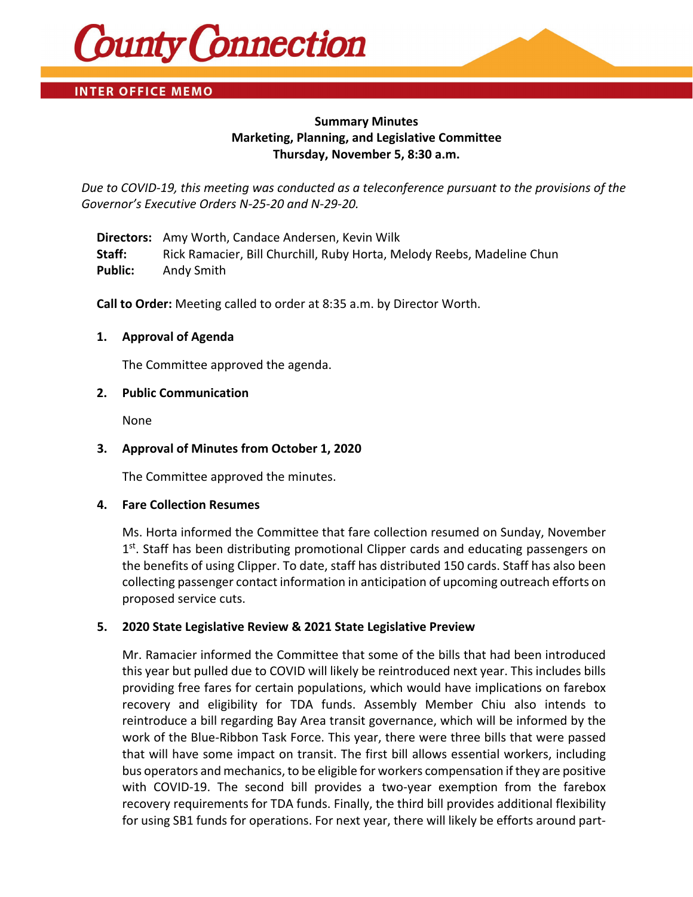# County Connection

**INTER OFFICE MEMO**

**Summary Minutes**
**Marketing, Planning, and Legislative Committee**
**Thursday, November 5, 8:30 a.m.**

*Due to COVID-19, this meeting was conducted as a teleconference pursuant to the provisions of the Governor's Executive Orders N-25-20 and N-29-20.*

**Directors:** Amy Worth, Candace Andersen, Kevin Wilk
**Staff:** Rick Ramacier, Bill Churchill, Ruby Horta, Melody Reebs, Madeline Chun
**Public:** Andy Smith

**Call to Order:** Meeting called to order at 8:35 a.m. by Director Worth.

1. **Approval of Agenda**

   The Committee approved the agenda.

2. **Public Communication**

   None

3. **Approval of Minutes from October 1, 2020**

   The Committee approved the minutes.

4. **Fare Collection Resumes**

   Ms. Horta informed the Committee that fare collection resumed on Sunday, November 1st. Staff has been distributing promotional Clipper cards and educating passengers on the benefits of using Clipper. To date, staff has distributed 150 cards. Staff has also been collecting passenger contact information in anticipation of upcoming outreach efforts on proposed service cuts.

5. **2020 State Legislative Review & 2021 State Legislative Preview**

   Mr. Ramacier informed the Committee that some of the bills that had been introduced this year but pulled due to COVID will likely be reintroduced next year. This includes bills providing free fares for certain populations, which would have implications on farebox recovery and eligibility for TDA funds. Assembly Member Chiu also intends to reintroduce a bill regarding Bay Area transit governance, which will be informed by the work of the Blue-Ribbon Task Force. This year, there were three bills that were passed that will have some impact on transit. The first bill allows essential workers, including bus operators and mechanics, to be eligible for workers compensation if they are positive with COVID-19. The second bill provides a two-year exemption from the farebox recovery requirements for TDA funds. Finally, the third bill provides additional flexibility for using SB1 funds for operations. For next year, there will likely be efforts around part-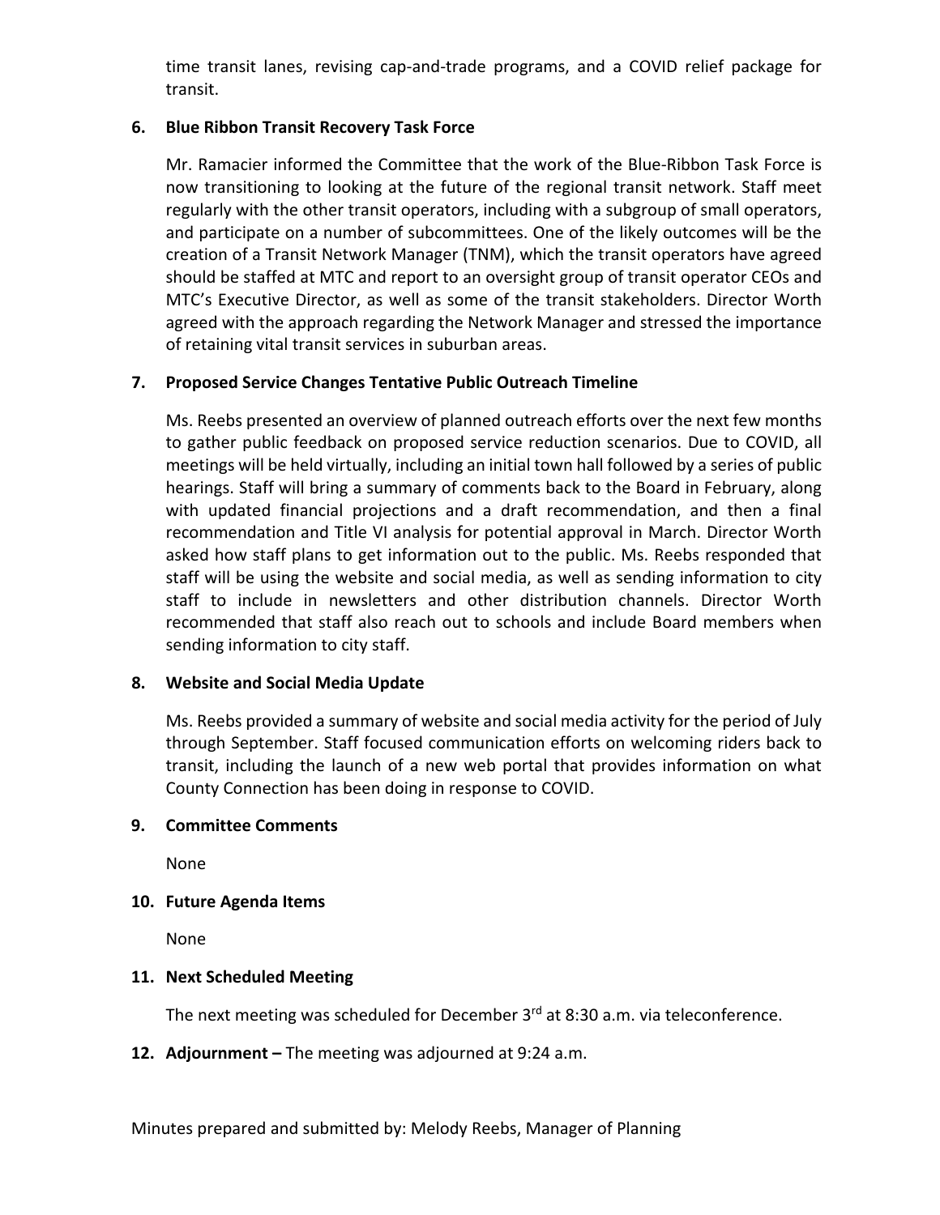time transit lanes, revising cap-and-trade programs, and a COVID relief package for transit.

**6. Blue Ribbon Transit Recovery Task Force**

Mr. Ramacier informed the Committee that the work of the Blue-Ribbon Task Force is now transitioning to looking at the future of the regional transit network. Staff meet regularly with the other transit operators, including with a subgroup of small operators, and participate on a number of subcommittees. One of the likely outcomes will be the creation of a Transit Network Manager (TNM), which the transit operators have agreed should be staffed at MTC and report to an oversight group of transit operator CEOs and MTC's Executive Director, as well as some of the transit stakeholders. Director Worth agreed with the approach regarding the Network Manager and stressed the importance of retaining vital transit services in suburban areas.

**7. Proposed Service Changes Tentative Public Outreach Timeline**

Ms. Reebs presented an overview of planned outreach efforts over the next few months to gather public feedback on proposed service reduction scenarios. Due to COVID, all meetings will be held virtually, including an initial town hall followed by a series of public hearings. Staff will bring a summary of comments back to the Board in February, along with updated financial projections and a draft recommendation, and then a final recommendation and Title VI analysis for potential approval in March. Director Worth asked how staff plans to get information out to the public. Ms. Reebs responded that staff will be using the website and social media, as well as sending information to city staff to include in newsletters and other distribution channels. Director Worth recommended that staff also reach out to schools and include Board members when sending information to city staff.

**8. Website and Social Media Update**

Ms. Reebs provided a summary of website and social media activity for the period of July through September. Staff focused communication efforts on welcoming riders back to transit, including the launch of a new web portal that provides information on what County Connection has been doing in response to COVID.

**9. Committee Comments**

None

**10. Future Agenda Items**

None

**11. Next Scheduled Meeting**

The next meeting was scheduled for December 3rd at 8:30 a.m. via teleconference.

**12. Adjournment –** The meeting was adjourned at 9:24 a.m.

Minutes prepared and submitted by: Melody Reebs, Manager of Planning